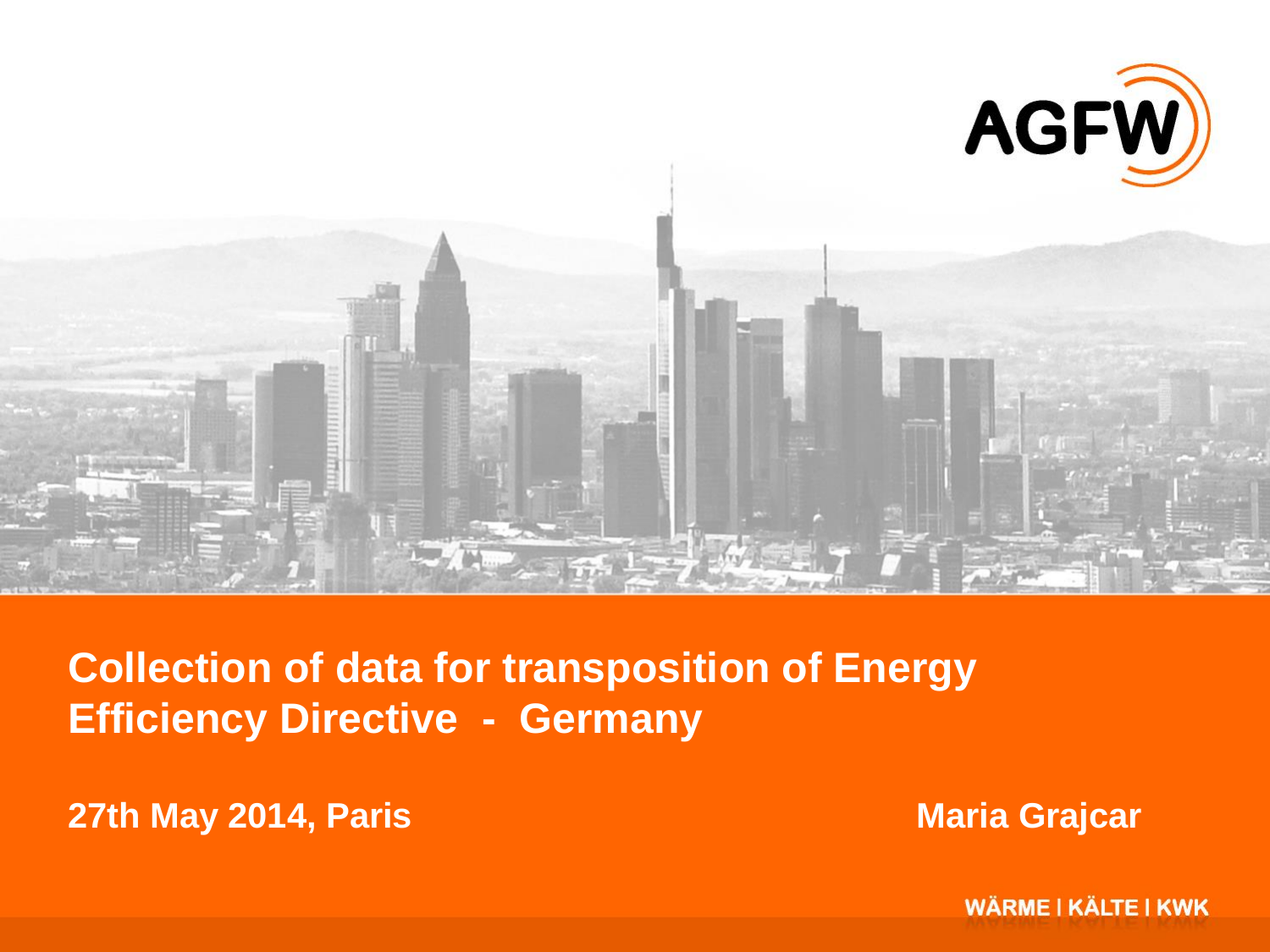AGFW

# Collection of data for transposition of Energy Efficiency Directive - Germany

**27th May 2014, Paris**

**Maria Grajcar**

WÄRME | KÄLTE | KWK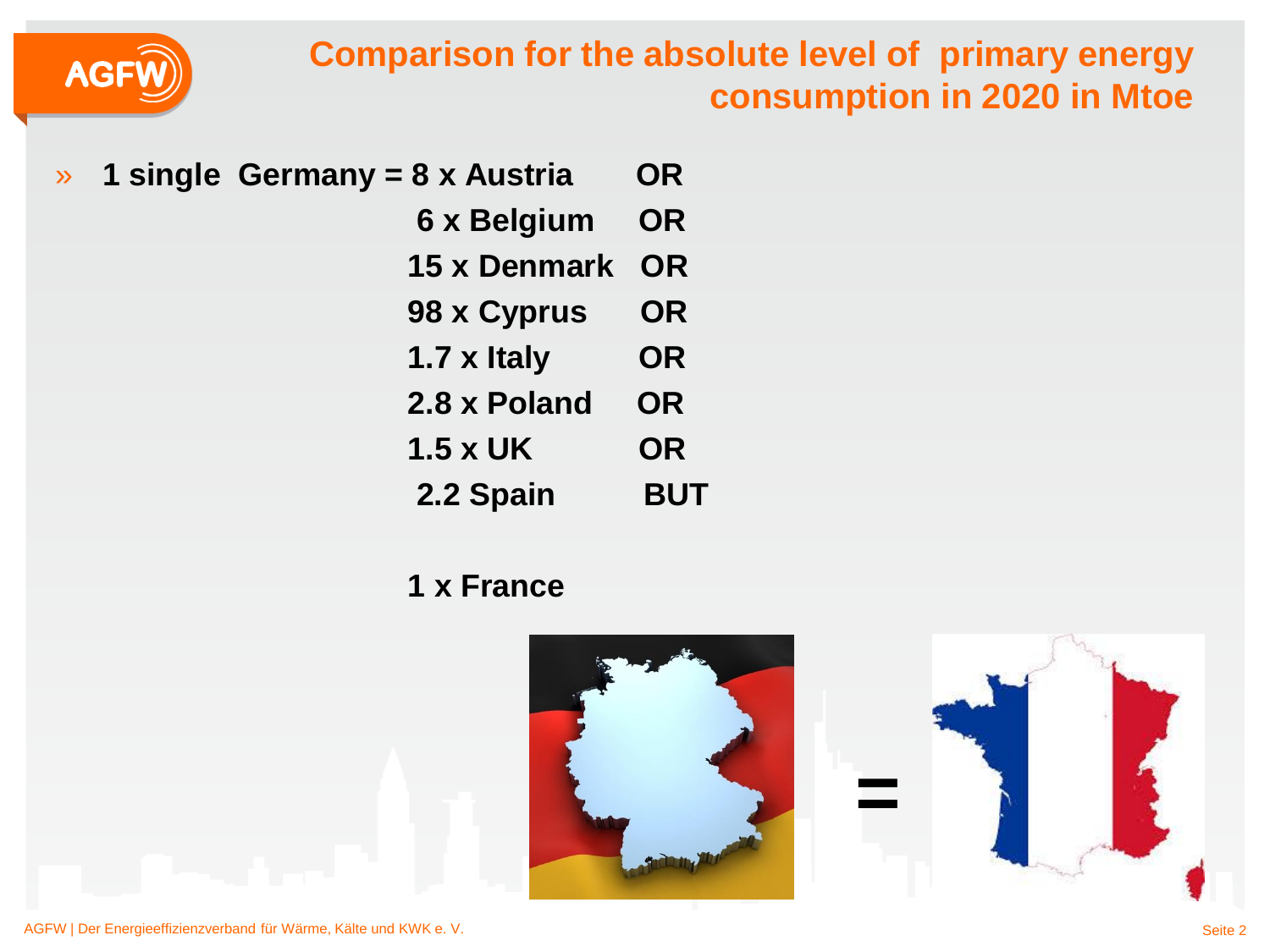# Comparison for the absolute level of primary energy consumption in 2020 in Mtoe

- **1 single Germany = 8 x Austria OR**
  **6 x Belgium OR**
  **15 x Denmark OR**
  **98 x Cyprus OR**
  **1.7 x Italy OR**
  **2.8 x Poland OR**
  **1.5 x UK OR**
  **2.2 Spain BUT**

  **1 x France**

**=**

AGFW | Der Energieeffizienzverband für Wärme, Kälte und KWK e. V.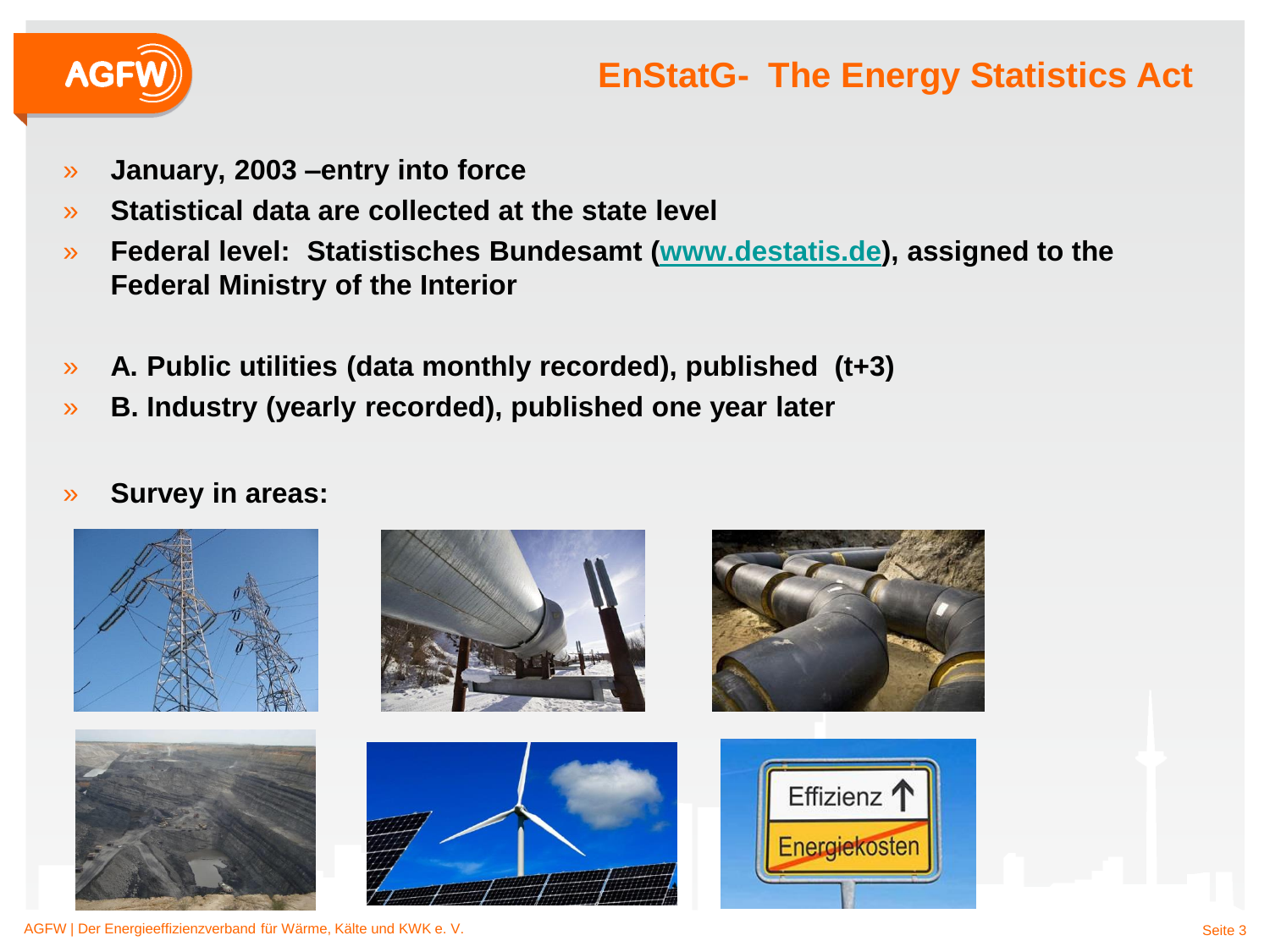# EnStatG- The Energy Statistics Act

- **January, 2003 –entry into force**
- **Statistical data are collected at the state level**
- **Federal level: Statistisches Bundesamt (www.destatis.de), assigned to the Federal Ministry of the Interior**

- **A. Public utilities (data monthly recorded), published (t+3)**
- **B. Industry (yearly recorded), published one year later**

- **Survey in areas:**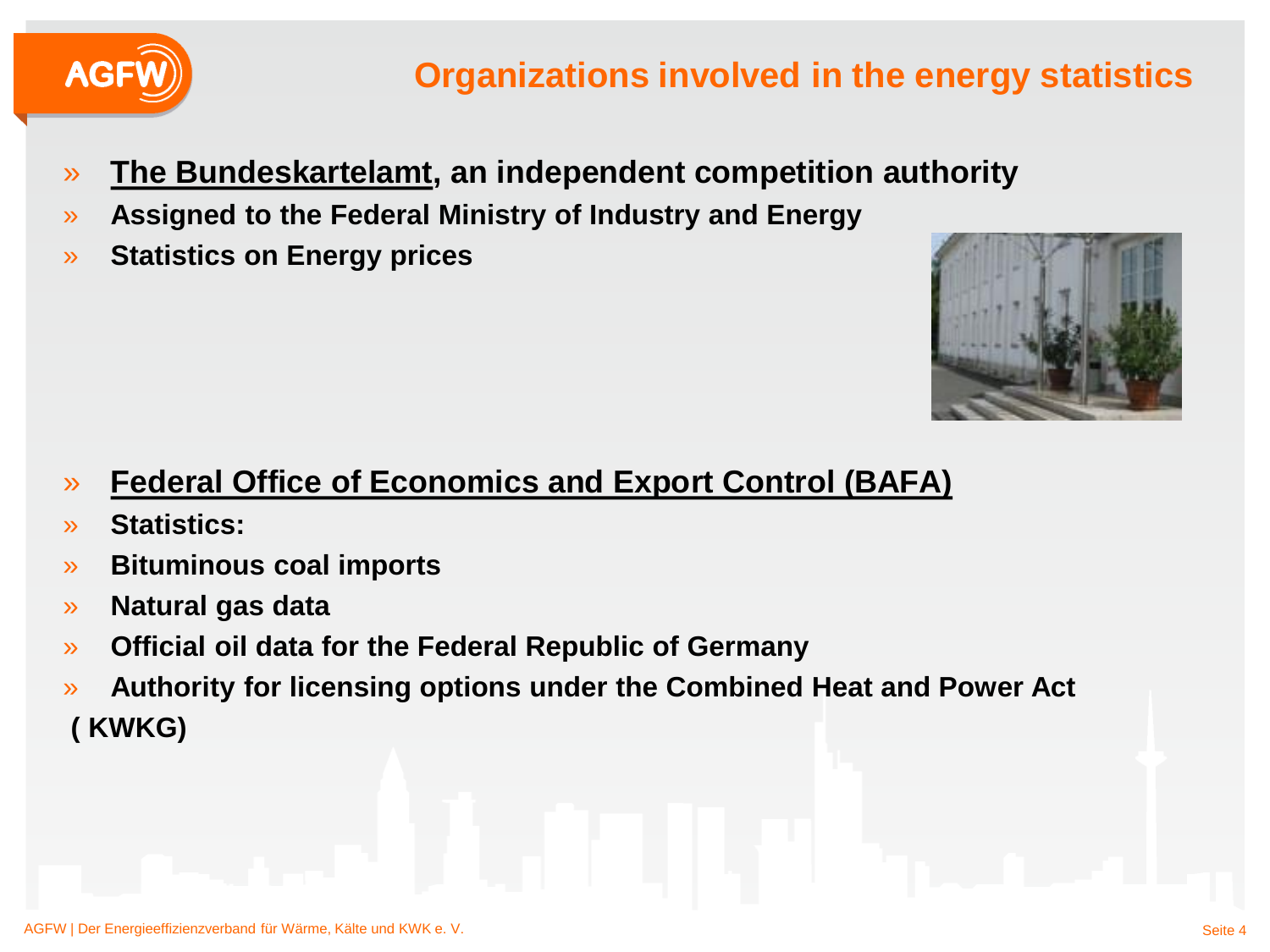# Organizations involved in the energy statistics

- **<u>The Bundeskartelamt</u>, an independent competition authority**
- **Assigned to the Federal Ministry of Industry and Energy**
- **Statistics on Energy prices**

- **<u>Federal Office of Economics and Export Control (BAFA)</u>**
- **Statistics:**
- **Bituminous coal imports**
- **Natural gas data**
- **Official oil data for the Federal Republic of Germany**
- **Authority for licensing options under the Combined Heat and Power Act ( KWKG)**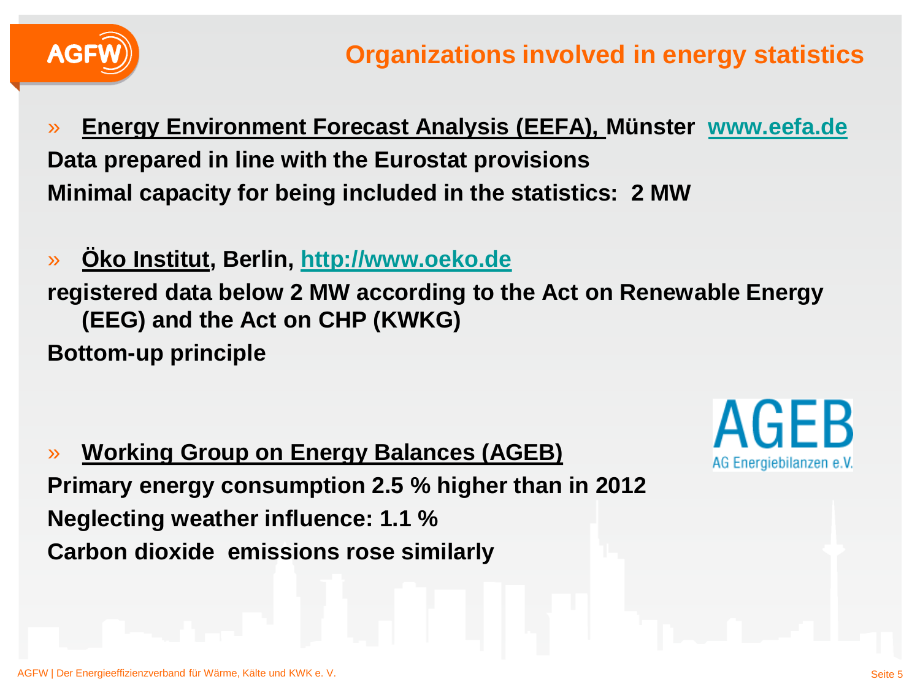# Organizations involved in energy statistics

» **Energy Environment Forecast Analysis (EEFA), Münster [www.eefa.de](http://www.eefa.de)**

**Data prepared in line with the Eurostat provisions**

**Minimal capacity for being included in the statistics: 2 MW**

» **Öko Institut, Berlin, [http://www.oeko.de](http://www.oeko.de)**

**registered data below 2 MW according to the Act on Renewable Energy (EEG) and the Act on CHP (KWKG)**

**Bottom-up principle**

» **Working Group on Energy Balances (AGEB)**

**Primary energy consumption 2.5 % higher than in 2012**

**Neglecting weather influence: 1.1 %**

**Carbon dioxide emissions rose similarly**

AGEB
AG Energiebilanzen e.V.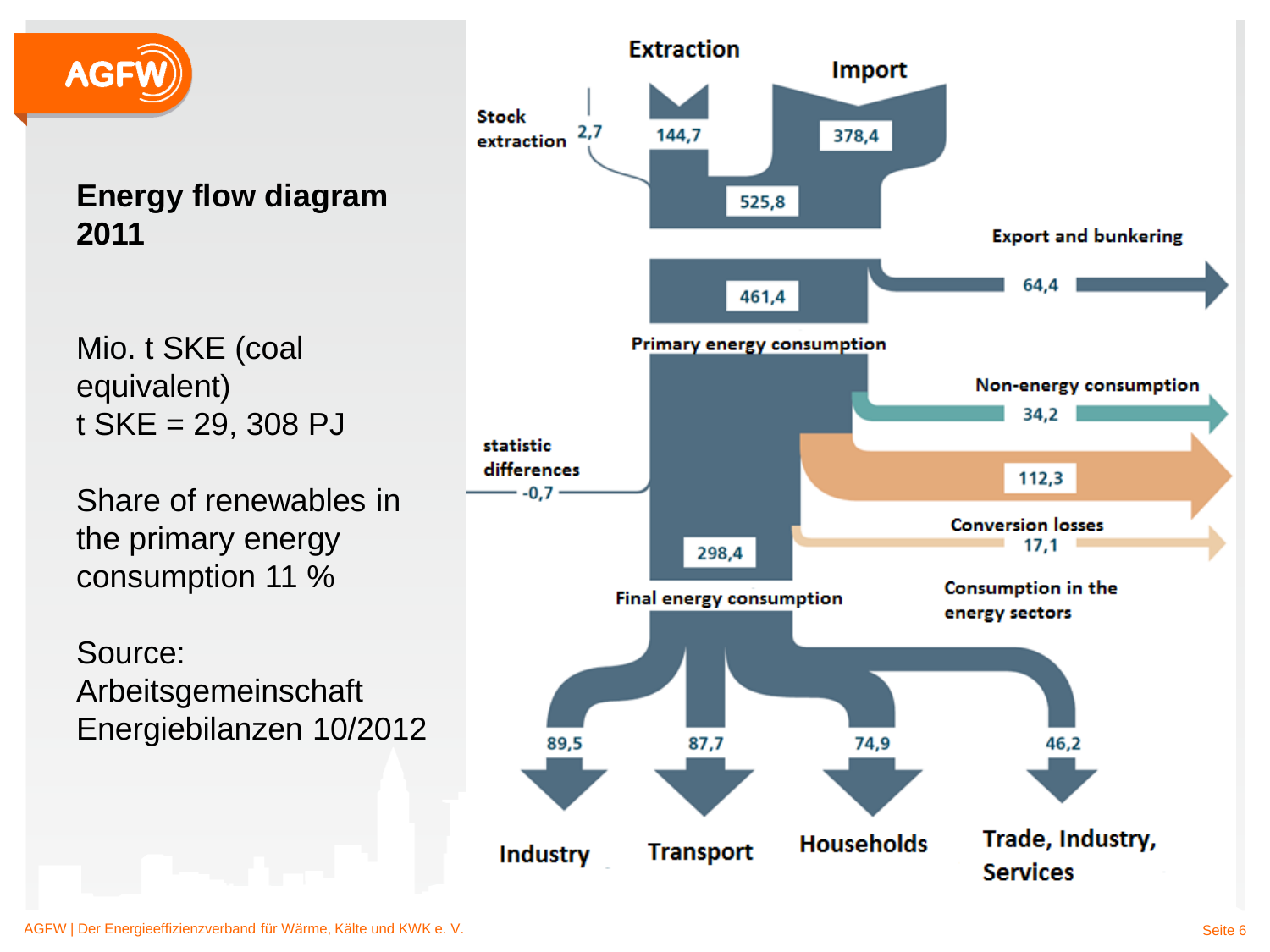## Energy flow diagram 2011

Mio. t SKE (coal equivalent)
t SKE = 29, 308 PJ

Share of renewables in the primary energy consumption 11 %

Source: Arbeitsgemeinschaft Energiebilanzen 10/2012

Extraction

Import

Stock extraction 2,7

144,7

378,4

525,8

Export and bunkering

461,4

64,4

Primary energy consumption

Non-energy consumption

34,2

statistic differences -0,7

112,3

Conversion losses

17,1

298,4

Final energy consumption

Consumption in the energy sectors

89,5

87,7

74,9

46,2

Industry

Transport

Households

Trade, Industry, Services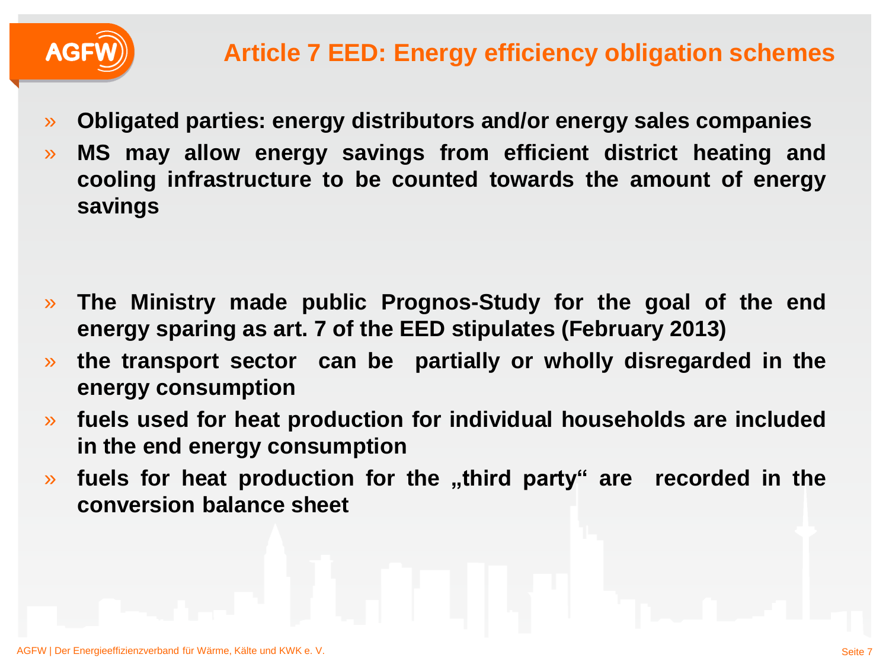# Article 7 EED: Energy efficiency obligation schemes

- **Obligated parties: energy distributors and/or energy sales companies**
- **MS may allow energy savings from efficient district heating and cooling infrastructure to be counted towards the amount of energy savings**

- **The Ministry made public Prognos-Study for the goal of the end energy sparing as art. 7 of the EED stipulates (February 2013)**
- **the transport sector can be partially or wholly disregarded in the energy consumption**
- **fuels used for heat production for individual households are included in the end energy consumption**
- **fuels for heat production for the „third party“ are recorded in the conversion balance sheet**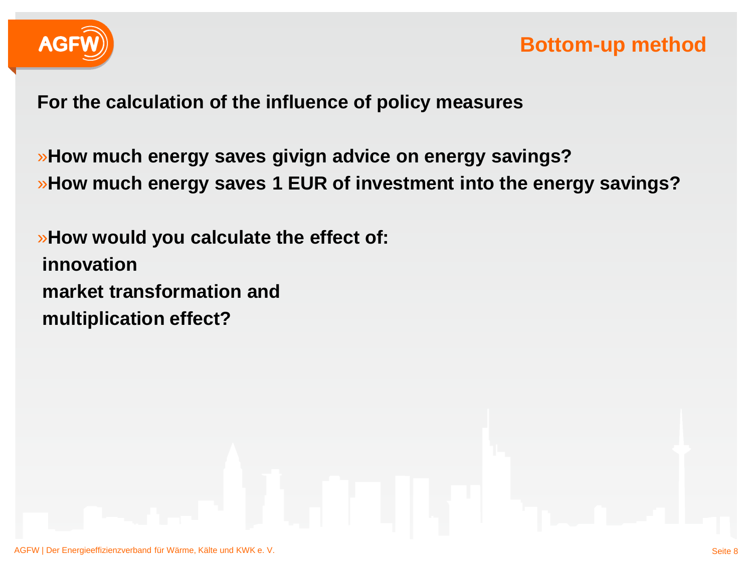# Bottom-up method

**For the calculation of the influence of policy measures**

- **How much energy saves givign advice on energy savings?**
- **How much energy saves 1 EUR of investment into the energy savings?**

- **How would you calculate the effect of:**

  **innovation**

  **market transformation and**

  **multiplication effect?**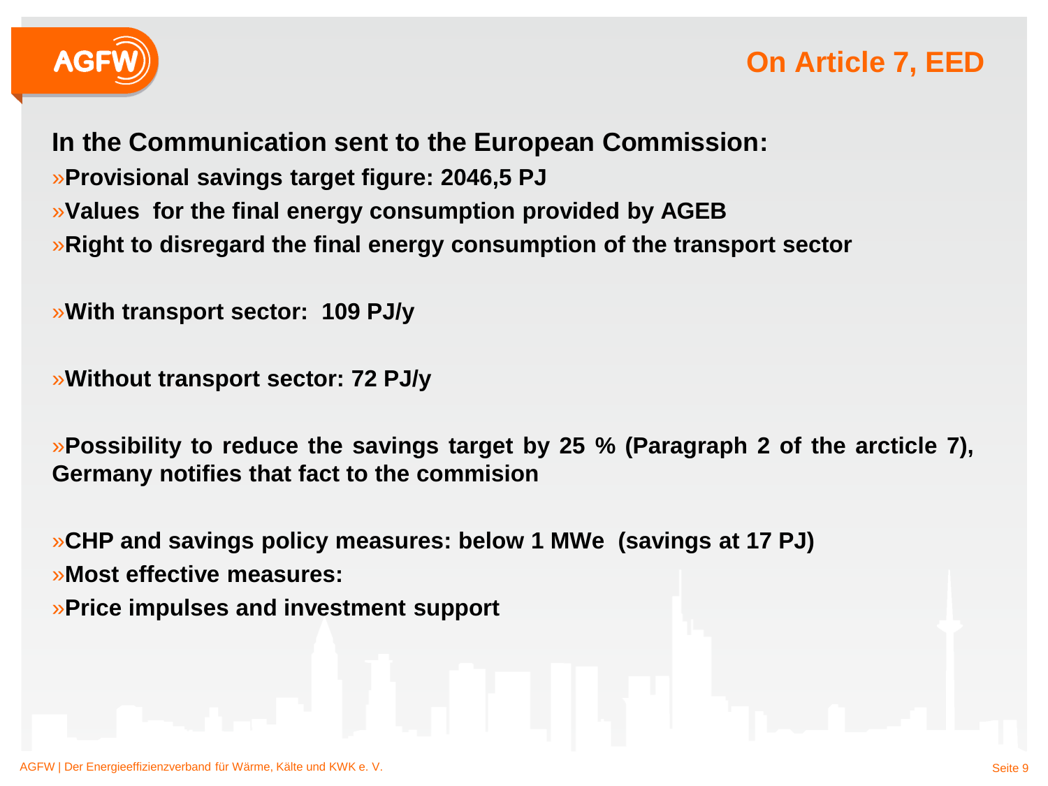# On Article 7, EED

**In the Communication sent to the European Commission:**

»**Provisional savings target figure: 2046,5 PJ**

»**Values  for the final energy consumption provided by AGEB**

»**Right to disregard the final energy consumption of the transport sector**

»**With transport sector:  109 PJ/y**

»**Without transport sector: 72 PJ/y**

»**Possibility to reduce the savings target by 25 % (Paragraph 2 of the arcticle 7), Germany notifies that fact to the commision**

»**CHP and savings policy measures: below 1 MWe  (savings at 17 PJ)**

»**Most effective measures:**

»**Price impulses and investment support**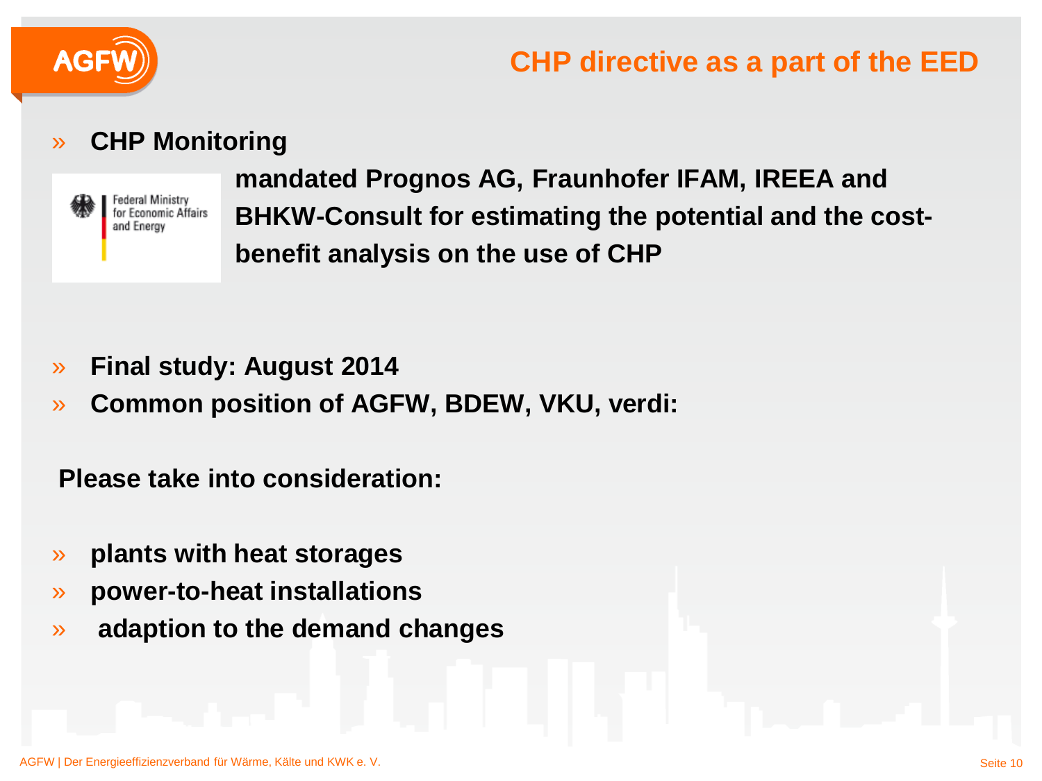# CHP directive as a part of the EED

- **CHP Monitoring**

Federal Ministry for Economic Affairs and Energy

**mandated Prognos AG, Fraunhofer IFAM, IREEA and BHKW-Consult for estimating the potential and the cost-benefit analysis on the use of CHP**

- **Final study: August 2014**
- **Common position of AGFW, BDEW, VKU, verdi:**

**Please take into consideration:**

- **plants with heat storages**
- **power-to-heat installations**
- **adaption to the demand changes**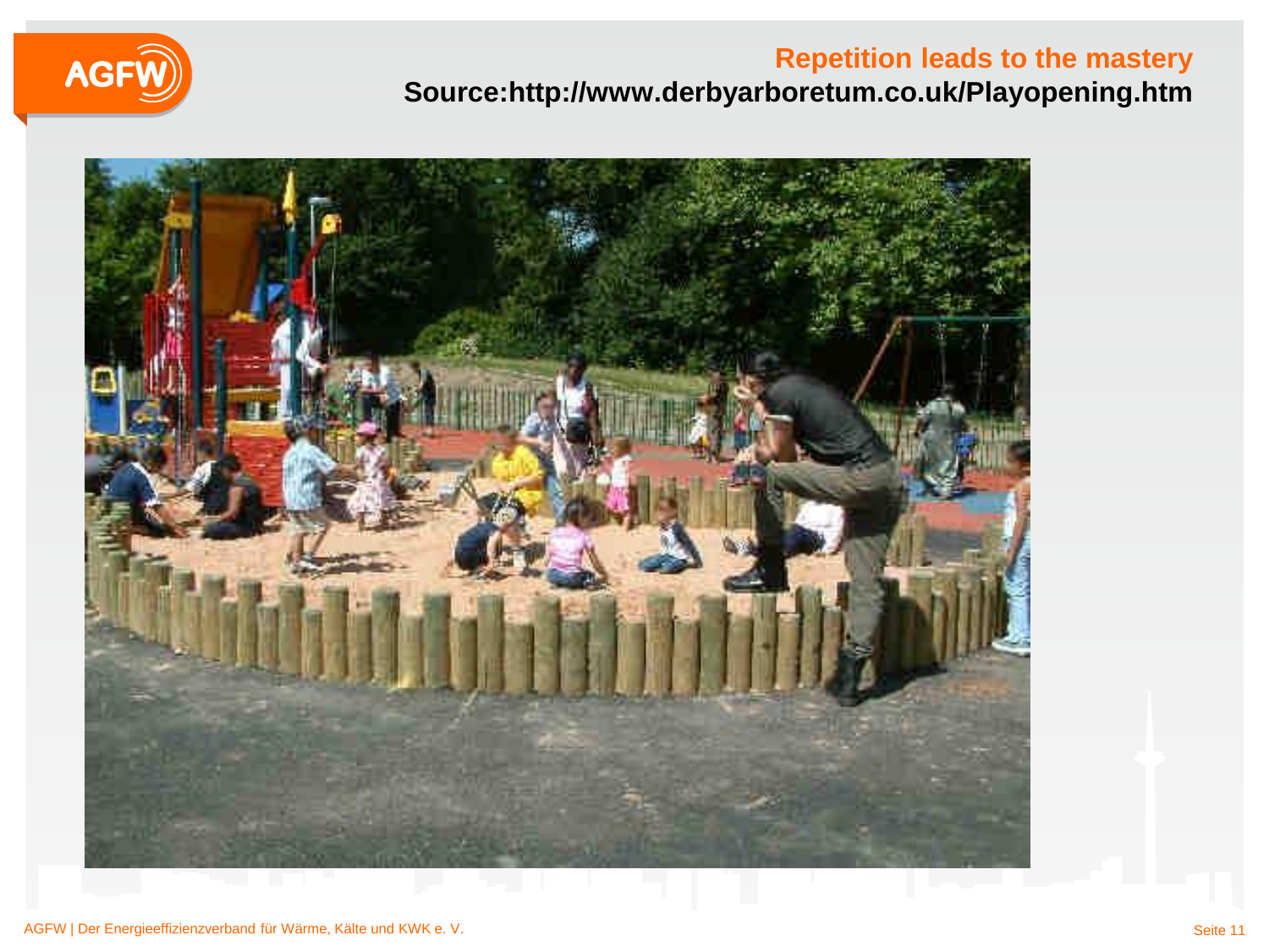## Repetition leads to the mastery

**Source:http://www.derbyarboretum.co.uk/Playopening.htm**